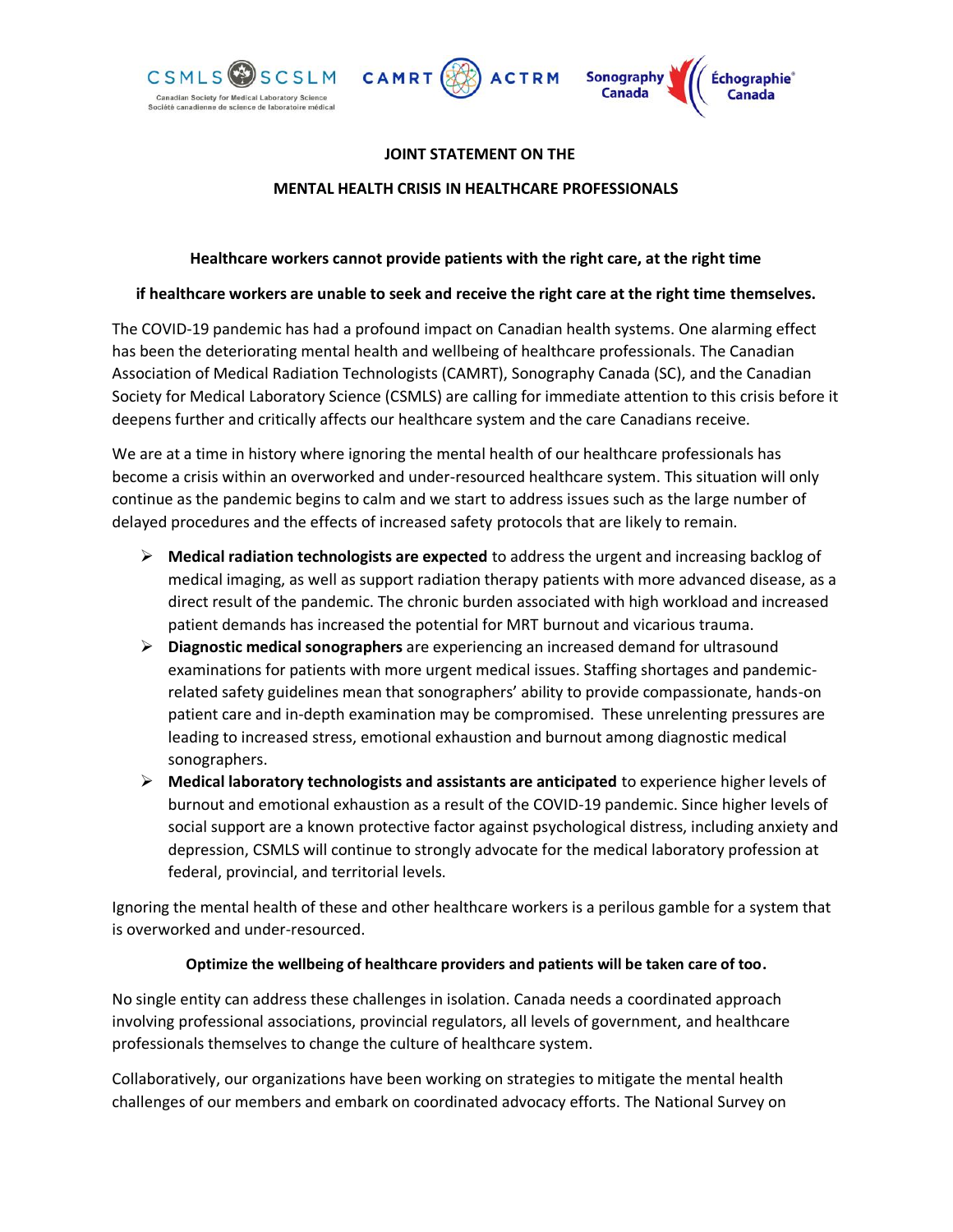CSMLS SCSLM — Canadian Society for Medical Laboratory Science / Société canadienne de science de laboratoire médical

CAMRT ACTRM

Sonography Canada Échographie Canada

# JOINT STATEMENT ON THE

# MENTAL HEALTH CRISIS IN HEALTHCARE PROFESSIONALS

**Healthcare workers cannot provide patients with the right care, at the right time**

**if healthcare workers are unable to seek and receive the right care at the right time themselves.**

The COVID-19 pandemic has had a profound impact on Canadian health systems. One alarming effect has been the deteriorating mental health and wellbeing of healthcare professionals. The Canadian Association of Medical Radiation Technologists (CAMRT), Sonography Canada (SC), and the Canadian Society for Medical Laboratory Science (CSMLS) are calling for immediate attention to this crisis before it deepens further and critically affects our healthcare system and the care Canadians receive.

We are at a time in history where ignoring the mental health of our healthcare professionals has become a crisis within an overworked and under-resourced healthcare system. This situation will only continue as the pandemic begins to calm and we start to address issues such as the large number of delayed procedures and the effects of increased safety protocols that are likely to remain.

- **Medical radiation technologists are expected** to address the urgent and increasing backlog of medical imaging, as well as support radiation therapy patients with more advanced disease, as a direct result of the pandemic. The chronic burden associated with high workload and increased patient demands has increased the potential for MRT burnout and vicarious trauma.
- **Diagnostic medical sonographers** are experiencing an increased demand for ultrasound examinations for patients with more urgent medical issues. Staffing shortages and pandemic-related safety guidelines mean that sonographers' ability to provide compassionate, hands-on patient care and in-depth examination may be compromised. These unrelenting pressures are leading to increased stress, emotional exhaustion and burnout among diagnostic medical sonographers.
- **Medical laboratory technologists and assistants are anticipated** to experience higher levels of burnout and emotional exhaustion as a result of the COVID-19 pandemic. Since higher levels of social support are a known protective factor against psychological distress, including anxiety and depression, CSMLS will continue to strongly advocate for the medical laboratory profession at federal, provincial, and territorial levels.

Ignoring the mental health of these and other healthcare workers is a perilous gamble for a system that is overworked and under-resourced.

**Optimize the wellbeing of healthcare providers and patients will be taken care of too.**

No single entity can address these challenges in isolation. Canada needs a coordinated approach involving professional associations, provincial regulators, all levels of government, and healthcare professionals themselves to change the culture of healthcare system.

Collaboratively, our organizations have been working on strategies to mitigate the mental health challenges of our members and embark on coordinated advocacy efforts. The National Survey on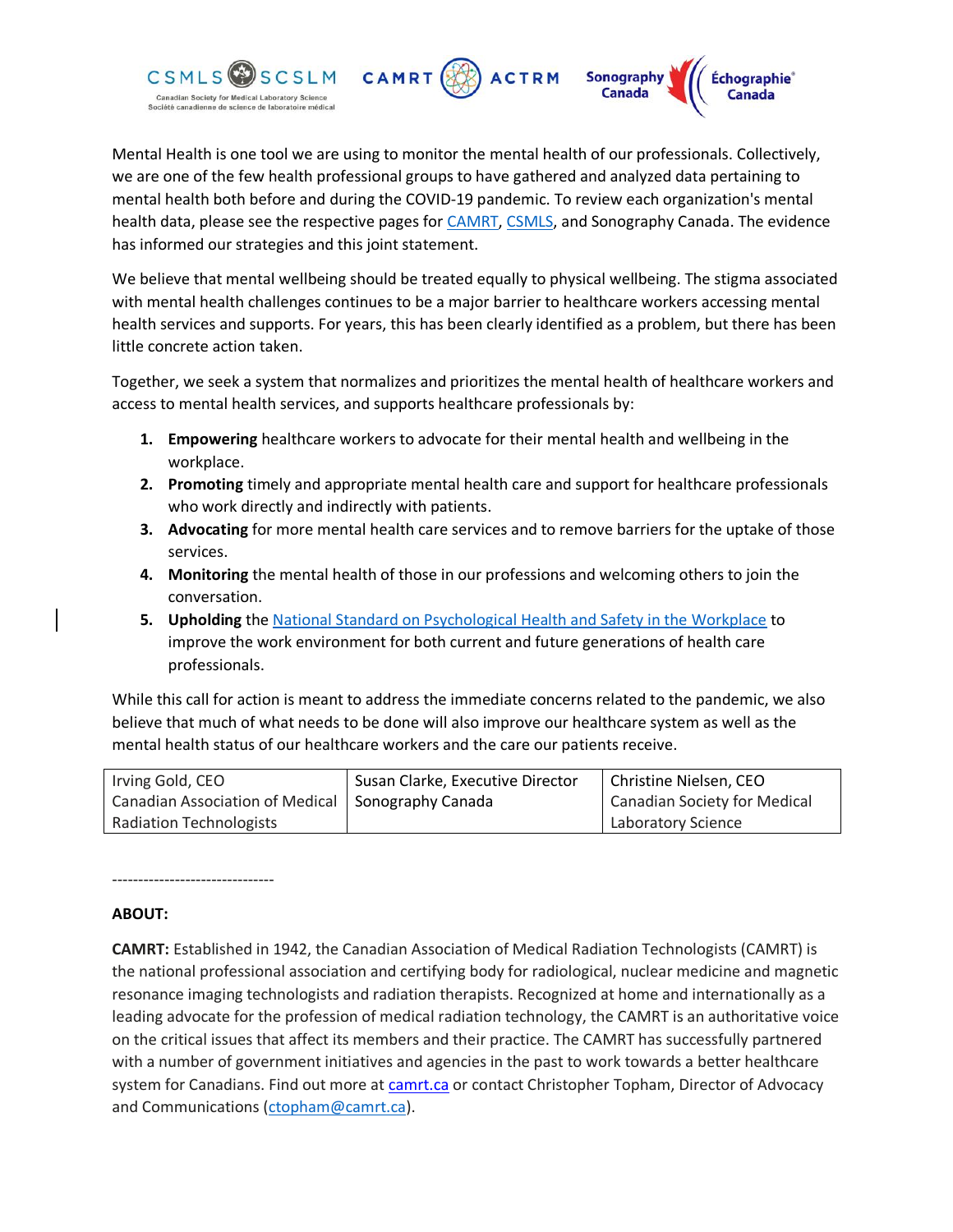Mental Health is one tool we are using to monitor the mental health of our professionals. Collectively, we are one of the few health professional groups to have gathered and analyzed data pertaining to mental health both before and during the COVID-19 pandemic. To review each organization's mental health data, please see the respective pages for CAMRT, CSMLS, and Sonography Canada. The evidence has informed our strategies and this joint statement.

We believe that mental wellbeing should be treated equally to physical wellbeing. The stigma associated with mental health challenges continues to be a major barrier to healthcare workers accessing mental health services and supports. For years, this has been clearly identified as a problem, but there has been little concrete action taken.

Together, we seek a system that normalizes and prioritizes the mental health of healthcare workers and access to mental health services, and supports healthcare professionals by:

1. **Empowering** healthcare workers to advocate for their mental health and wellbeing in the workplace.
2. **Promoting** timely and appropriate mental health care and support for healthcare professionals who work directly and indirectly with patients.
3. **Advocating** for more mental health care services and to remove barriers for the uptake of those services.
4. **Monitoring** the mental health of those in our professions and welcoming others to join the conversation.
5. **Upholding** the National Standard on Psychological Health and Safety in the Workplace to improve the work environment for both current and future generations of health care professionals.

While this call for action is meant to address the immediate concerns related to the pandemic, we also believe that much of what needs to be done will also improve our healthcare system as well as the mental health status of our healthcare workers and the care our patients receive.

| Irving Gold, CEO<br>Canadian Association of Medical Radiation Technologists | Susan Clarke, Executive Director<br>Sonography Canada | Christine Nielsen, CEO<br>Canadian Society for Medical Laboratory Science |
|---|---|---|

-------------------------------

**ABOUT:**

**CAMRT:** Established in 1942, the Canadian Association of Medical Radiation Technologists (CAMRT) is the national professional association and certifying body for radiological, nuclear medicine and magnetic resonance imaging technologists and radiation therapists. Recognized at home and internationally as a leading advocate for the profession of medical radiation technology, the CAMRT is an authoritative voice on the critical issues that affect its members and their practice. The CAMRT has successfully partnered with a number of government initiatives and agencies in the past to work towards a better healthcare system for Canadians. Find out more at camrt.ca or contact Christopher Topham, Director of Advocacy and Communications (ctopham@camrt.ca).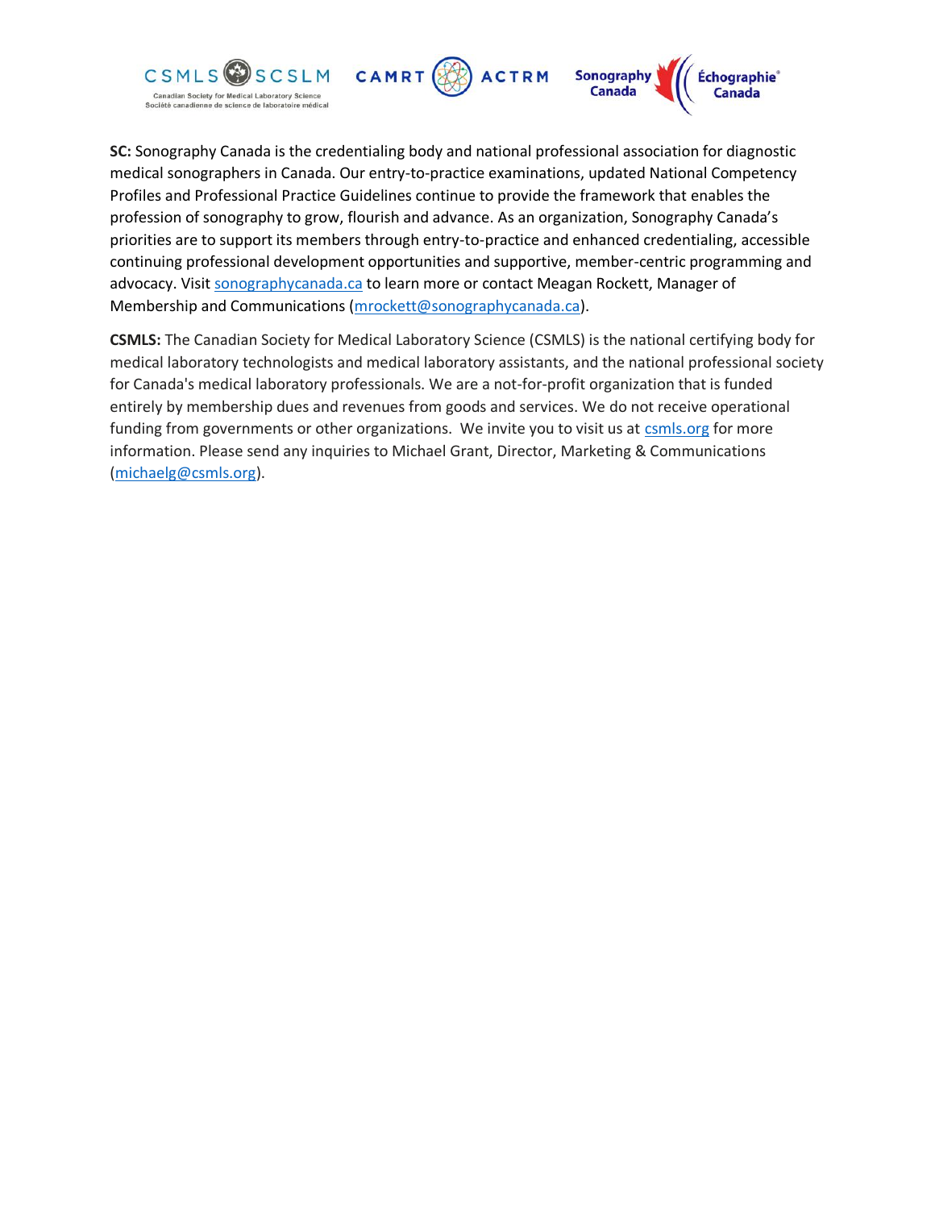**SC:** Sonography Canada is the credentialing body and national professional association for diagnostic medical sonographers in Canada. Our entry-to-practice examinations, updated National Competency Profiles and Professional Practice Guidelines continue to provide the framework that enables the profession of sonography to grow, flourish and advance. As an organization, Sonography Canada's priorities are to support its members through entry-to-practice and enhanced credentialing, accessible continuing professional development opportunities and supportive, member-centric programming and advocacy. Visit [sonographycanada.ca](http://sonographycanada.ca) to learn more or contact Meagan Rockett, Manager of Membership and Communications ([mrockett@sonographycanada.ca](mailto:mrockett@sonographycanada.ca)).

**CSMLS:** The Canadian Society for Medical Laboratory Science (CSMLS) is the national certifying body for medical laboratory technologists and medical laboratory assistants, and the national professional society for Canada's medical laboratory professionals. We are a not-for-profit organization that is funded entirely by membership dues and revenues from goods and services. We do not receive operational funding from governments or other organizations. We invite you to visit us at [csmls.org](http://csmls.org) for more information. Please send any inquiries to Michael Grant, Director, Marketing & Communications ([michaelg@csmls.org](mailto:michaelg@csmls.org)).